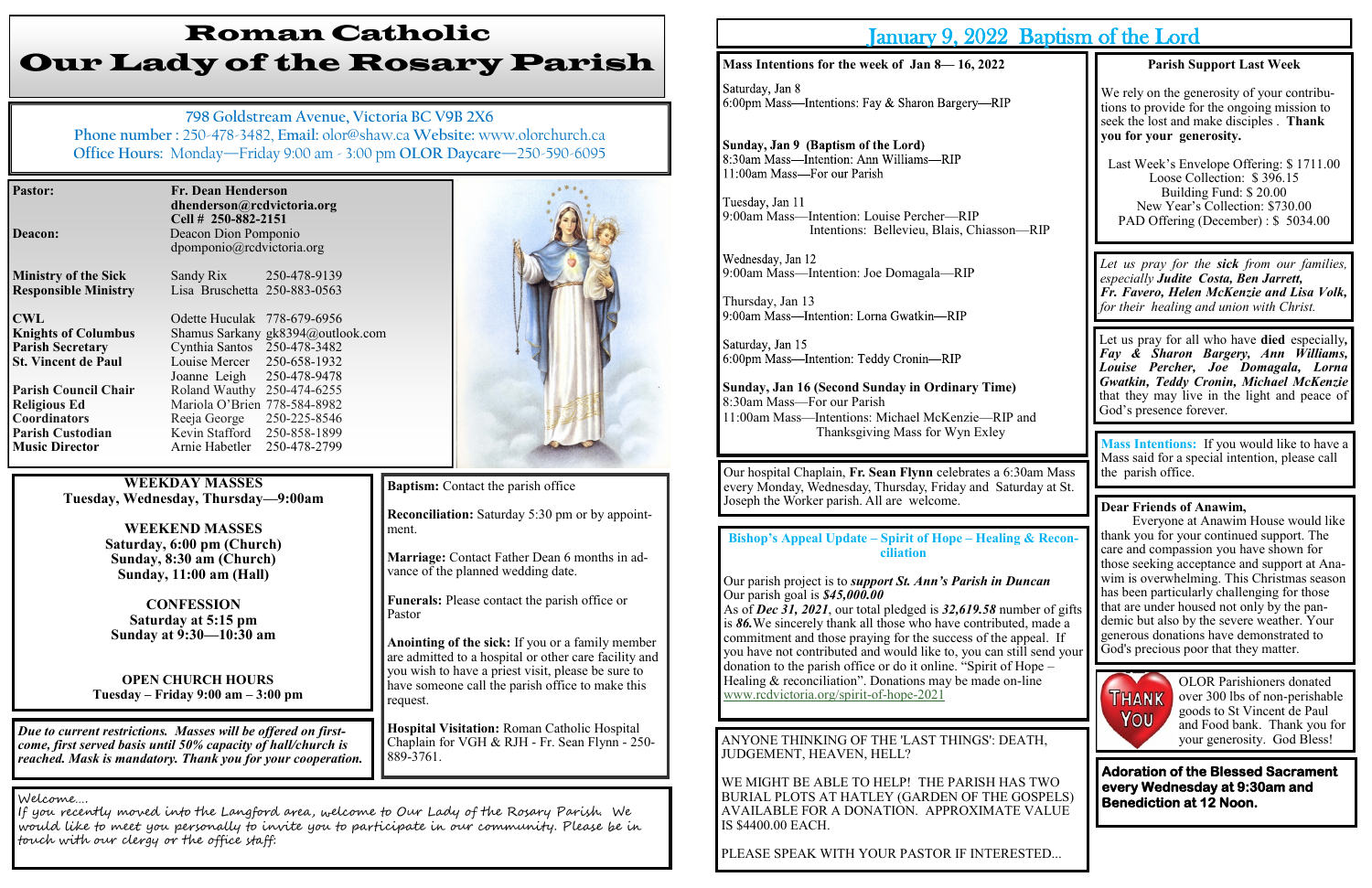# Roman Catholic
# Our Lady of the Rosary Parish

798 Goldstream Avenue, Victoria BC V9B 2X6
**Phone number** : 250-478-3482, **Email:** olor@shaw.ca **Website:** www.olorchurch.ca
**Office Hours:** Monday—Friday 9:00 am - 3:00 pm **OLOR Daycare**—250-590-6095

| | |
|---|---|
| **Pastor:** | **Fr. Dean Henderson** **dhenderson@rcdvictoria.org** **Cell # 250-882-2151** |
| **Deacon:** | Deacon Dion Pomponio dpomponio@rcdvictoria.org |
| **Ministry of the Sick** | Sandy Rix 250-478-9139 |
| **Responsible Ministry** | Lisa Bruschetta 250-883-0563 |
| **CWL** | Odette Huculak 778-679-6956 |
| **Knights of Columbus** | Shamus Sarkany gk8394@outlook.com |
| **Parish Secretary** | Cynthia Santos 250-478-3482 |
| **St. Vincent de Paul** | Louise Mercer 250-658-1932 |
| | Joanne Leigh 250-478-9478 |
| **Parish Council Chair** | Roland Wauthy 250-474-6255 |
| **Religious Ed** | Mariola O'Brien 778-584-8982 |
| **Coordinators** | Reeja George 250-225-8546 |
| **Parish Custodian** | Kevin Stafford 250-858-1899 |
| **Music Director** | Arnie Habetler 250-478-2799 |

**WEEKDAY MASSES**
**Tuesday, Wednesday, Thursday—9:00am**

**WEEKEND MASSES**
**Saturday, 6:00 pm (Church)**
**Sunday, 8:30 am (Church)**
**Sunday, 11:00 am (Hall)**

**CONFESSION**
**Saturday at 5:15 pm**
**Sunday at 9:30—10:30 am**

**OPEN CHURCH HOURS**
**Tuesday – Friday 9:00 am – 3:00 pm**

***Due to current restrictions. Masses will be offered on first-come, first served basis until 50% capacity of hall/church is reached. Mask is mandatory. Thank you for your cooperation.***

**Baptism:** Contact the parish office

**Reconciliation:** Saturday 5:30 pm or by appointment.

**Marriage:** Contact Father Dean 6 months in advance of the planned wedding date.

**Funerals:** Please contact the parish office or Pastor

**Anointing of the sick:** If you or a family member are admitted to a hospital or other care facility and you wish to have a priest visit, please be sure to have someone call the parish office to make this request.

**Hospital Visitation:** Roman Catholic Hospital Chaplain for VGH & RJH - Fr. Sean Flynn - 250-889-3761.

Welcome….
If you recently moved into the Langford area, welcome to Our Lady of the Rosary Parish. We would like to meet you personally to invite you to participate in our community. Please be in touch with our clergy or the office staff.

# January 9, 2022 Baptism of the Lord

**Mass Intentions for the week of Jan 8— 16, 2022**

Saturday, Jan 8
6:00pm Mass—Intentions: Fay & Sharon Bargery—RIP

**Sunday, Jan 9 (Baptism of the Lord)**
8:30am Mass—Intention: Ann Williams—RIP
11:00am Mass—For our Parish

Tuesday, Jan 11
9:00am Mass—Intention: Louise Percher—RIP
Intentions: Bellevieu, Blais, Chiasson—RIP

Wednesday, Jan 12
9:00am Mass—Intention: Joe Domagala—RIP

Thursday, Jan 13
9:00am Mass—Intention: Lorna Gwatkin—RIP

Saturday, Jan 15
6:00pm Mass—Intention: Teddy Cronin—RIP

**Sunday, Jan 16 (Second Sunday in Ordinary Time)**
8:30am Mass—For our Parish
11:00am Mass—Intentions: Michael McKenzie—RIP and Thanksgiving Mass for Wyn Exley

Our hospital Chaplain, **Fr. Sean Flynn** celebrates a 6:30am Mass every Monday, Wednesday, Thursday, Friday and Saturday at St. Joseph the Worker parish. All are welcome.

**Bishop's Appeal Update – Spirit of Hope – Healing & Reconciliation**

Our parish project is to ***support St. Ann's Parish in Duncan***
Our parish goal is ***$45,000.00***
As of ***Dec 31, 2021***, our total pledged is ***32,619.58*** number of gifts is ***86.*** We sincerely thank all those who have contributed, made a commitment and those praying for the success of the appeal. If you have not contributed and would like to, you can still send your donation to the parish office or do it online. "Spirit of Hope – Healing & reconciliation". Donations may be made on-line www.rcdvictoria.org/spirit-of-hope-2021

ANYONE THINKING OF THE 'LAST THINGS': DEATH, JUDGEMENT, HEAVEN, HELL?

WE MIGHT BE ABLE TO HELP! THE PARISH HAS TWO BURIAL PLOTS AT HATLEY (GARDEN OF THE GOSPELS) AVAILABLE FOR A DONATION. APPROXIMATE VALUE IS $4400.00 EACH.

PLEASE SPEAK WITH YOUR PASTOR IF INTERESTED...

**Parish Support Last Week**

We rely on the generosity of your contributions to provide for the ongoing mission to seek the lost and make disciples . **Thank you for your generosity.**

Last Week's Envelope Offering: $ 1711.00
Loose Collection: $ 396.15
Building Fund: $ 20.00
New Year's Collection: $730.00
PAD Offering (December) : $ 5034.00

*Let us pray for the* ***sick*** *from our families, especially* ***Judite Costa, Ben Jarrett, Fr. Favero, Helen McKenzie and Lisa Volk,*** *for their healing and union with Christ.*

Let us pray for all who have **died** especially, ***Fay & Sharon Bargery, Ann Williams, Louise Percher, Joe Domagala, Lorna Gwatkin, Teddy Cronin, Michael McKenzie*** that they may live in the light and peace of God's presence forever.

**Mass Intentions:** If you would like to have a Mass said for a special intention, please call the parish office.

**Dear Friends of Anawim,**
Everyone at Anawim House would like thank you for your continued support. The care and compassion you have shown for those seeking acceptance and support at Anawim is overwhelming. This Christmas season has been particularly challenging for those that are under housed not only by the pandemic but also by the severe weather. Your generous donations have demonstrated to God's precious poor that they matter.

THANK YOU

OLOR Parishioners donated over 300 lbs of non-perishable goods to St Vincent de Paul and Food bank. Thank you for your generosity. God Bless!

**Adoration of the Blessed Sacrament every Wednesday at 9:30am and Benediction at 12 Noon.**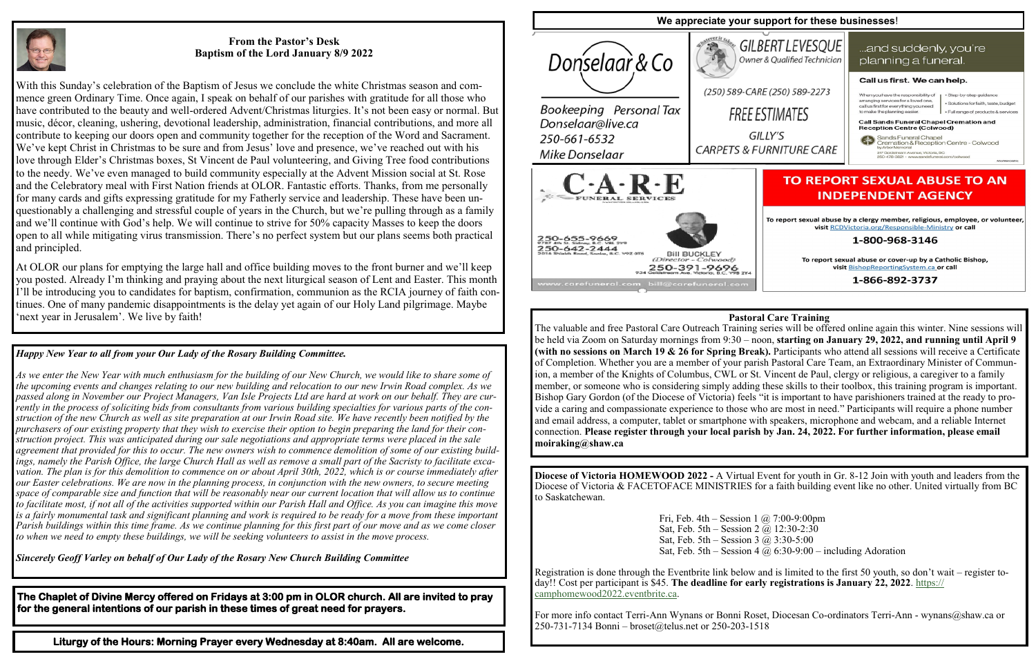## From the Pastor's Desk
## Baptism of the Lord January 8/9 2022

With this Sunday's celebration of the Baptism of Jesus we conclude the white Christmas season and commence green Ordinary Time. Once again, I speak on behalf of our parishes with gratitude for all those who have contributed to the beauty and well-ordered Advent/Christmas liturgies. It's not been easy or normal. But music, décor, cleaning, ushering, devotional leadership, administration, financial contributions, and more all contribute to keeping our doors open and community together for the reception of the Word and Sacrament. We've kept Christ in Christmas to be sure and from Jesus' love and presence, we've reached out with his love through Elder's Christmas boxes, St Vincent de Paul volunteering, and Giving Tree food contributions to the needy. We've even managed to build community especially at the Advent Mission social at St. Rose and the Celebratory meal with First Nation friends at OLOR. Fantastic efforts. Thanks, from me personally for many cards and gifts expressing gratitude for my Fatherly service and leadership. These have been unquestionably a challenging and stressful couple of years in the Church, but we're pulling through as a family and we'll continue with God's help. We will continue to strive for 50% capacity Masses to keep the doors open to all while mitigating virus transmission. There's no perfect system but our plans seems both practical and principled.

At OLOR our plans for emptying the large hall and office building moves to the front burner and we'll keep you posted. Already I'm thinking and praying about the next liturgical season of Lent and Easter. This month I'll be introducing you to candidates for baptism, confirmation, communion as the RCIA journey of faith continues. One of many pandemic disappointments is the delay yet again of our Holy Land pilgrimage. Maybe 'next year in Jerusalem'. We live by faith!

***Happy New Year to all from your Our Lady of the Rosary Building Committee.***

*As we enter the New Year with much enthusiasm for the building of our New Church, we would like to share some of the upcoming events and changes relating to our new building and relocation to our new Irwin Road complex. As we passed along in November our Project Managers, Van Isle Projects Ltd are hard at work on our behalf. They are currently in the process of soliciting bids from consultants from various building specialties for various parts of the construction of the new Church as well as site preparation at our Irwin Road site. We have recently been notified by the purchasers of our existing property that they wish to exercise their option to begin preparing the land for their construction project. This was anticipated during our sale negotiations and appropriate terms were placed in the sale agreement that provided for this to occur. The new owners wish to commence demolition of some of our existing buildings, namely the Parish Office, the large Church Hall as well as remove a small part of the Sacristy to facilitate excavation. The plan is for this demolition to commence on or about April 30th, 2022, which is or course immediately after our Easter celebrations. We are now in the planning process, in conjunction with the new owners, to secure meeting space of comparable size and function that will be reasonably near our current location that will allow us to continue to facilitate most, if not all of the activities supported within our Parish Hall and Office. As you can imagine this move is a fairly monumental task and significant planning and work is required to be ready for a move from these important Parish buildings within this time frame. As we continue planning for this first part of our move and as we come closer to when we need to empty these buildings, we will be seeking volunteers to assist in the move process.*

***Sincerely Geoff Varley on behalf of Our Lady of the Rosary New Church Building Committee***

**The Chaplet of Divine Mercy offered on Fridays at 3:00 pm in OLOR church. All are invited to pray for the general intentions of our parish in these times of great need for prayers.**

**Liturgy of the Hours: Morning Prayer every Wednesday at 8:40am. All are welcome.**

**We appreciate your support for these businesses!**

Donselaar & Co
Bookeeping Personal Tax
Donselaar@live.ca
250-661-6532
Mike Donselaar

GILBERT LEVESQUE
Owner & Qualified Technician
(250) 589-CARE (250) 589-2273
FREE ESTIMATES
GILLY'S
CARPETS & FURNITURE CARE

...and suddenly, you're planning a funeral.
Call us first. We can help.
Call Sands Funeral Chapel Cremation and Reception Centre (Colwood)
Sands Funeral Chapel Cremation & Reception Centre - Colwood

C·A·R·E FUNERAL SERVICES
250-655-9669
250-642-2444
Bill BUCKLEY (Director - Colwood)
250-391-9696
www.carefuneral.com bill@carefuneral.com

**TO REPORT SEXUAL ABUSE TO AN INDEPENDENT AGENCY**

To report sexual abuse by a clergy member, religious, employee, or volunteer, visit RCDVictoria.org/Responsible-Ministry or call

**1-800-968-3146**

To report sexual abuse or cover-up by a Catholic Bishop, visit BishopReportingSystem.ca or call

**1-866-892-3737**

## Pastoral Care Training

The valuable and free Pastoral Care Outreach Training series will be offered online again this winter. Nine sessions will be held via Zoom on Saturday mornings from 9:30 – noon, **starting on January 29, 2022, and running until April 9 (with no sessions on March 19 & 26 for Spring Break).** Participants who attend all sessions will receive a Certificate of Completion. Whether you are a member of your parish Pastoral Care Team, an Extraordinary Minister of Communion, a member of the Knights of Columbus, CWL or St. Vincent de Paul, clergy or religious, a caregiver to a family member, or someone who is considering simply adding these skills to their toolbox, this training program is important. Bishop Gary Gordon (of the Diocese of Victoria) feels "it is important to have parishioners trained at the ready to provide a caring and compassionate experience to those who are most in need." Participants will require a phone number and email address, a computer, tablet or smartphone with speakers, microphone and webcam, and a reliable Internet connection. **Please register through your local parish by Jan. 24, 2022. For further information, please email moiraking@shaw.ca**

**Diocese of Victoria HOMEWOOD 2022 -** A Virtual Event for youth in Gr. 8-12 Join with youth and leaders from the Diocese of Victoria & FACETOFACE MINISTRIES for a faith building event like no other. United virtually from BC to Saskatchewan.

Fri, Feb. 4th – Session 1 @ 7:00-9:00pm
Sat, Feb. 5th – Session 2 @ 12:30-2:30
Sat, Feb. 5th – Session 3 @ 3:30-5:00
Sat, Feb. 5th – Session 4 @ 6:30-9:00 – including Adoration

Registration is done through the Eventbrite link below and is limited to the first 50 youth, so don't wait – register today!! Cost per participant is $45. **The deadline for early registrations is January 22, 2022**. https://camphomewood2022.eventbrite.ca.

For more info contact Terri-Ann Wynans or Bonni Roset, Diocesan Co-ordinators Terri-Ann - wynans@shaw.ca or 250-731-7134 Bonni – broset@telus.net or 250-203-1518